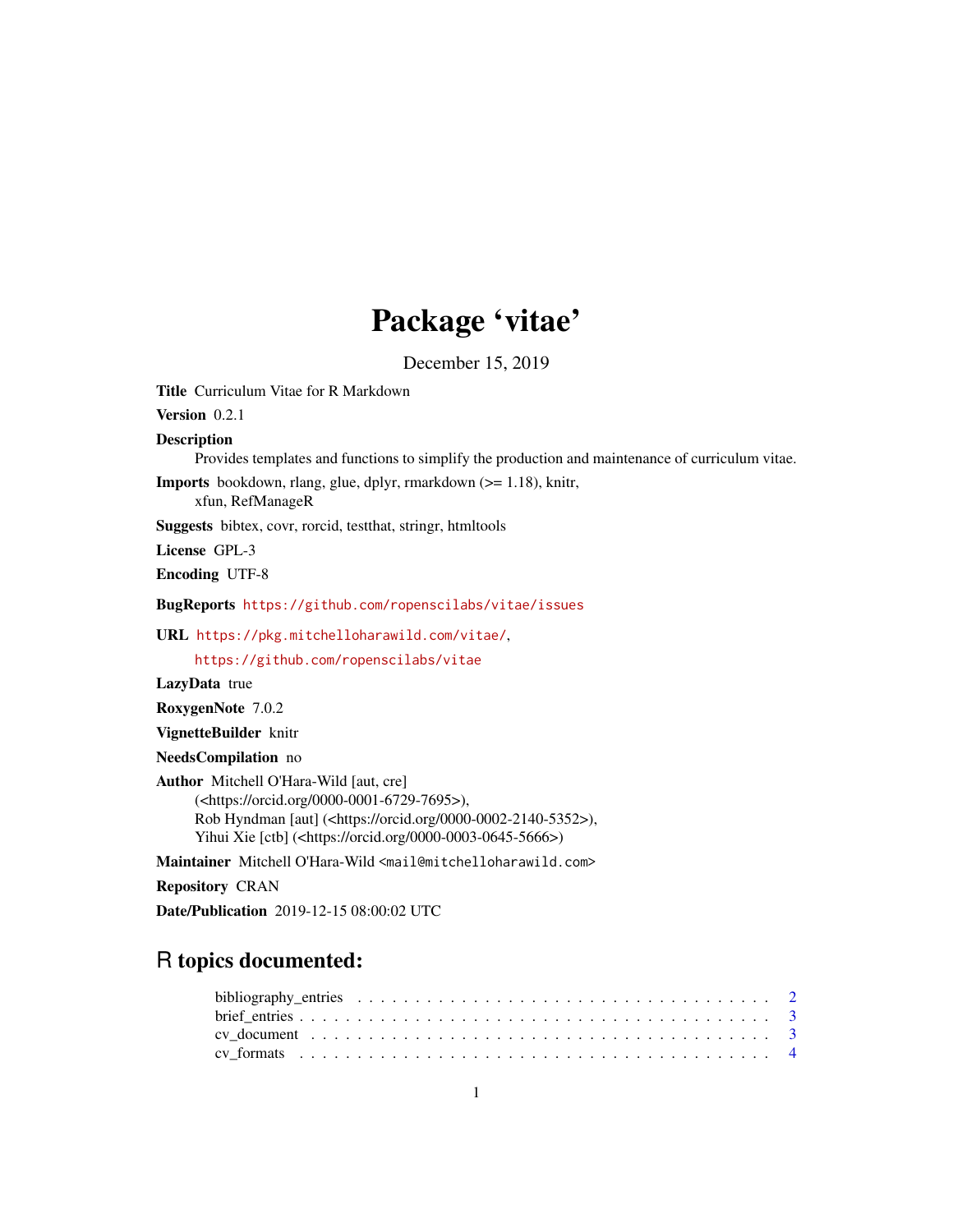# Package 'vitae'

December 15, 2019

**Title** Curriculum Vitae for R Markdown

**Version** 0.2.1

**Description**
Provides templates and functions to simplify the production and maintenance of curriculum vitae.

**Imports** bookdown, rlang, glue, dplyr, rmarkdown (>= 1.18), knitr, xfun, RefManageR

**Suggests** bibtex, covr, rorcid, testthat, stringr, htmltools

**License** GPL-3

**Encoding** UTF-8

**BugReports** https://github.com/ropenscilabs/vitae/issues

**URL** https://pkg.mitchelloharawild.com/vitae/,
https://github.com/ropenscilabs/vitae

**LazyData** true

**RoxygenNote** 7.0.2

**VignetteBuilder** knitr

**NeedsCompilation** no

**Author** Mitchell O'Hara-Wild [aut, cre]
(<https://orcid.org/0000-0001-6729-7695>),
Rob Hyndman [aut] (<https://orcid.org/0000-0002-2140-5352>),
Yihui Xie [ctb] (<https://orcid.org/0000-0003-0645-5666>)

**Maintainer** Mitchell O'Hara-Wild <mail@mitchelloharawild.com>

**Repository** CRAN

**Date/Publication** 2019-12-15 08:00:02 UTC

## R topics documented:

bibliography_entries . . . . . . . . . . . . . . . . . . . . . . . . . . . . . . . . . . 2
brief_entries . . . . . . . . . . . . . . . . . . . . . . . . . . . . . . . . . . . . . . 3
cv_document . . . . . . . . . . . . . . . . . . . . . . . . . . . . . . . . . . . . . . 3
cv_formats . . . . . . . . . . . . . . . . . . . . . . . . . . . . . . . . . . . . . . . 4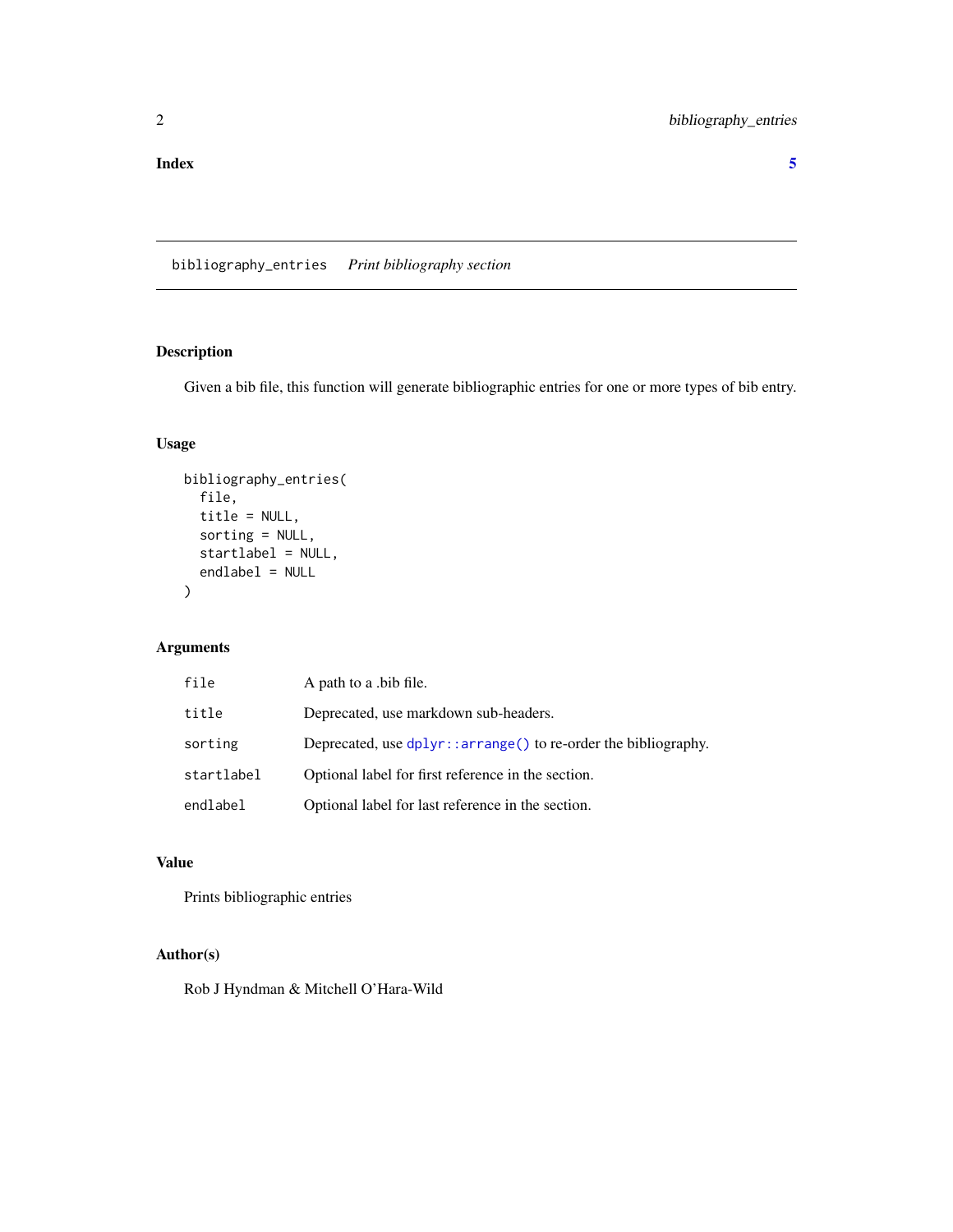**Index** 5

---

`bibliography_entries` *Print bibliography section*

---

### Description

Given a bib file, this function will generate bibliographic entries for one or more types of bib entry.

### Usage

```
bibliography_entries(
  file,
  title = NULL,
  sorting = NULL,
  startlabel = NULL,
  endlabel = NULL
)
```

### Arguments

| | |
|---|---|
| `file` | A path to a .bib file. |
| `title` | Deprecated, use markdown sub-headers. |
| `sorting` | Deprecated, use `dplyr::arrange()` to re-order the bibliography. |
| `startlabel` | Optional label for first reference in the section. |
| `endlabel` | Optional label for last reference in the section. |

### Value

Prints bibliographic entries

### Author(s)

Rob J Hyndman & Mitchell O'Hara-Wild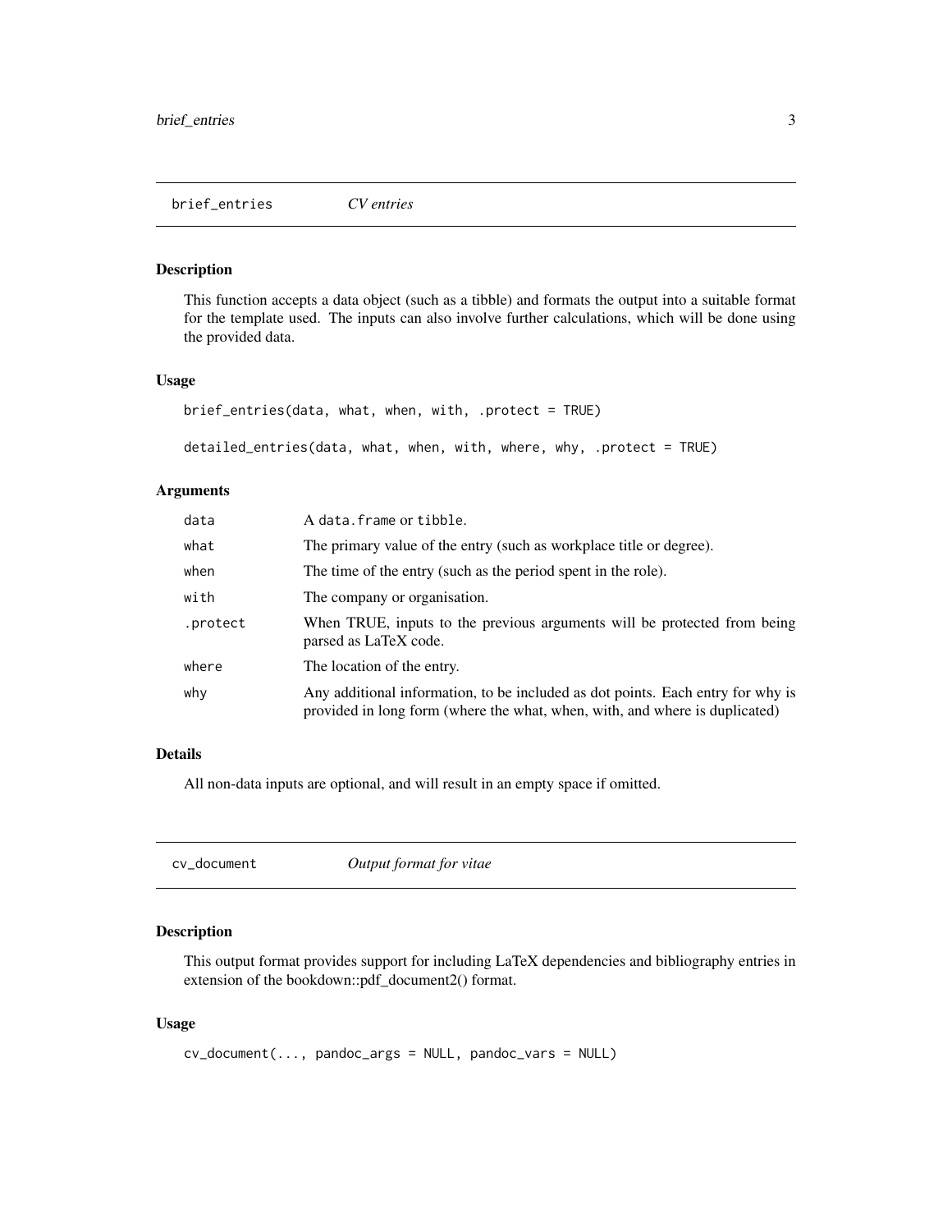## brief_entries *CV entries*

### Description

This function accepts a data object (such as a tibble) and formats the output into a suitable format for the template used. The inputs can also involve further calculations, which will be done using the provided data.

### Usage

```
brief_entries(data, what, when, with, .protect = TRUE)

detailed_entries(data, what, when, with, where, why, .protect = TRUE)
```

### Arguments

| | |
|---|---|
| data | A data.frame or tibble. |
| what | The primary value of the entry (such as workplace title or degree). |
| when | The time of the entry (such as the period spent in the role). |
| with | The company or organisation. |
| .protect | When TRUE, inputs to the previous arguments will be protected from being parsed as LaTeX code. |
| where | The location of the entry. |
| why | Any additional information, to be included as dot points. Each entry for why is provided in long form (where the what, when, with, and where is duplicated) |

### Details

All non-data inputs are optional, and will result in an empty space if omitted.

## cv_document *Output format for vitae*

### Description

This output format provides support for including LaTeX dependencies and bibliography entries in extension of the bookdown::pdf_document2() format.

### Usage

```
cv_document(..., pandoc_args = NULL, pandoc_vars = NULL)
```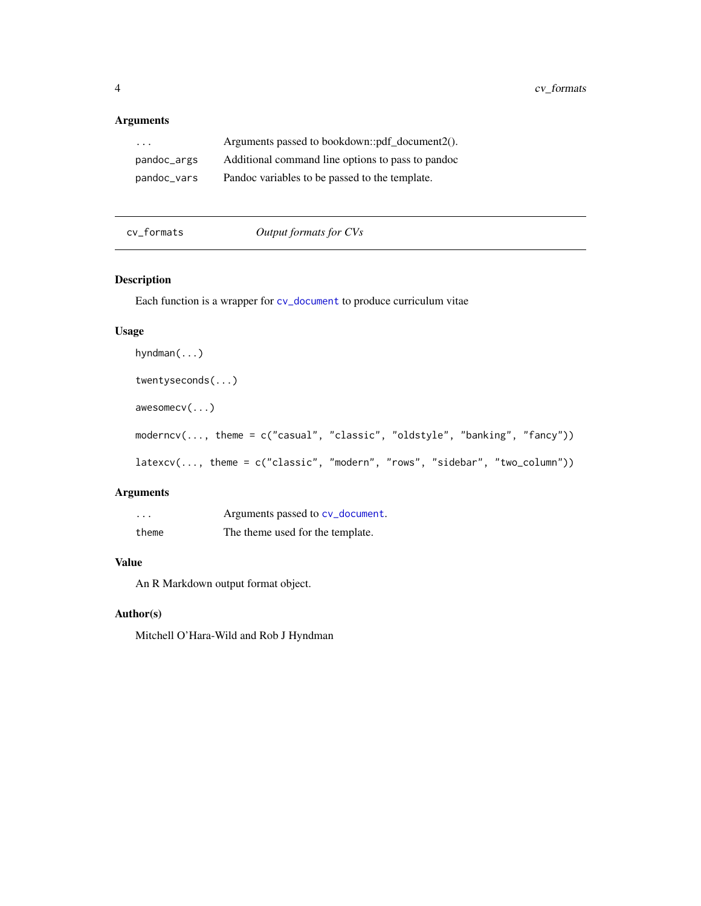### Arguments

| | |
|---|---|
| ... | Arguments passed to bookdown::pdf_document2(). |
| pandoc_args | Additional command line options to pass to pandoc |
| pandoc_vars | Pandoc variables to be passed to the template. |

---

## cv_formats — *Output formats for CVs*

---

### Description

Each function is a wrapper for `cv_document` to produce curriculum vitae

### Usage

```
hyndman(...)

twentyseconds(...)

awesomecv(...)

moderncv(..., theme = c("casual", "classic", "oldstyle", "banking", "fancy"))

latexcv(..., theme = c("classic", "modern", "rows", "sidebar", "two_column"))
```

### Arguments

| | |
|---|---|
| ... | Arguments passed to `cv_document`. |
| theme | The theme used for the template. |

### Value

An R Markdown output format object.

### Author(s)

Mitchell O'Hara-Wild and Rob J Hyndman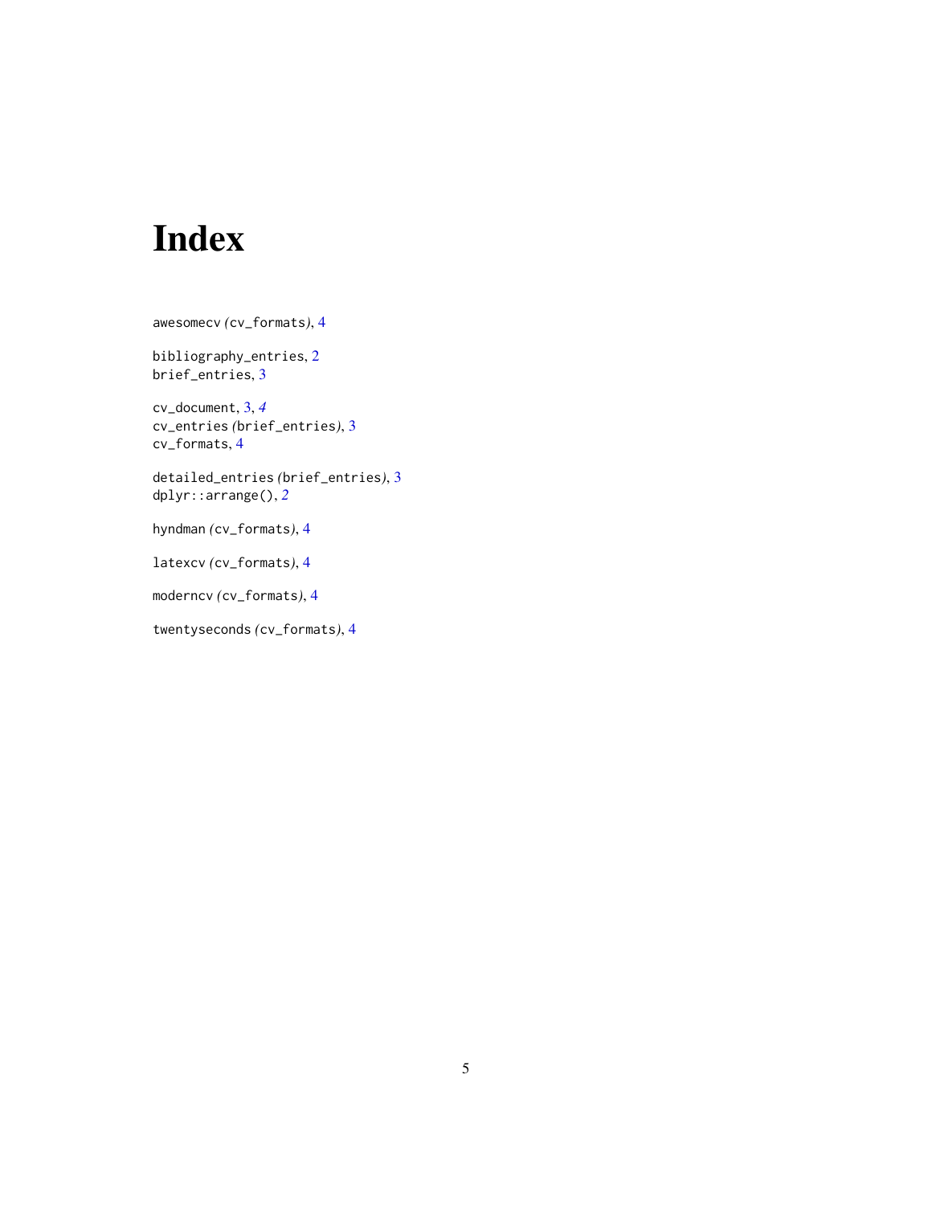# Index

awesomecv *(*cv_formats*)*, 4

bibliography_entries, 2
brief_entries, 3

cv_document, 3, *4*
cv_entries *(*brief_entries*)*, 3
cv_formats, 4

detailed_entries *(*brief_entries*)*, 3
dplyr::arrange(), *2*

hyndman *(*cv_formats*)*, 4

latexcv *(*cv_formats*)*, 4

moderncv *(*cv_formats*)*, 4

twentyseconds *(*cv_formats*)*, 4